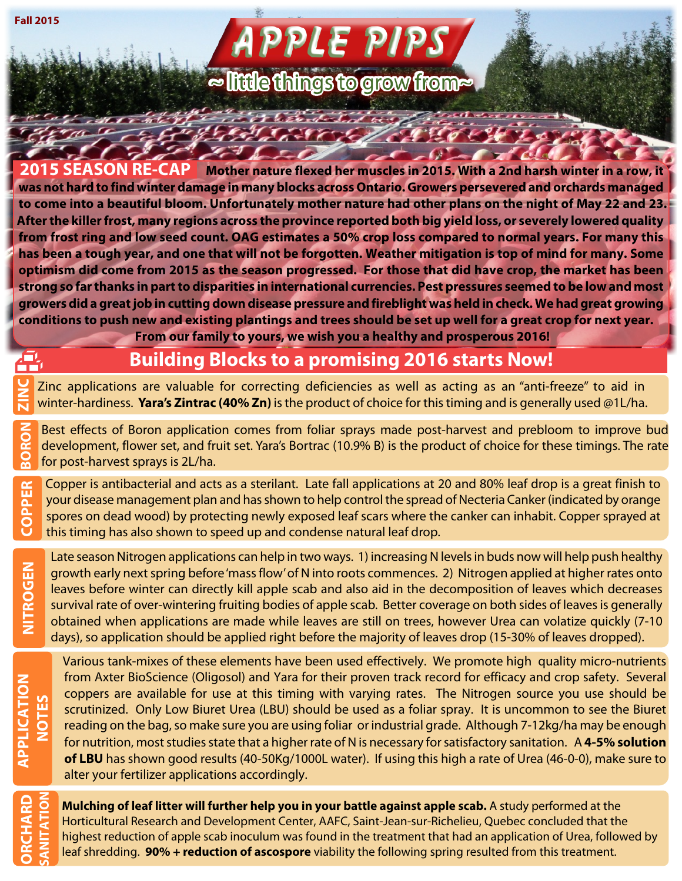Fall 2015

# APPLE PIPS

~ little things to grow from ~

## 2015 SEASON RE-CAP

**Mother nature flexed her muscles in 2015. With a 2nd harsh winter in a row, it was not hard to find winter damage in many blocks across Ontario. Growers persevered and orchards managed to come into a beautiful bloom. Unfortunately mother nature had other plans on the night of May 22 and 23. After the killer frost, many regions across the province reported both big yield loss, or severely lowered quality from frost ring and low seed count. OAG estimates a 50% crop loss compared to normal years. For many this has been a tough year, and one that will not be forgotten. Weather mitigation is top of mind for many. Some optimism did come from 2015 as the season progressed. For those that did have crop, the market has been strong so far thanks in part to disparities in international currencies. Pest pressures seemed to be low and most growers did a great job in cutting down disease pressure and fireblight was held in check. We had great growing conditions to push new and existing plantings and trees should be set up well for a great crop for next year.**

**From our family to yours, we wish you a healthy and prosperous 2016!**

## Building Blocks to a promising 2016 starts Now!

### ZINC

Zinc applications are valuable for correcting deficiencies as well as acting as an "anti-freeze" to aid in winter-hardiness. **Yara's Zintrac (40% Zn)** is the product of choice for this timing and is generally used @1L/ha.

### BORON

Best effects of Boron application comes from foliar sprays made post-harvest and prebloom to improve bud development, flower set, and fruit set. Yara's Bortrac (10.9% B) is the product of choice for these timings. The rate for post-harvest sprays is 2L/ha.

### COPPER

Copper is antibacterial and acts as a sterilant. Late fall applications at 20 and 80% leaf drop is a great finish to your disease management plan and has shown to help control the spread of Necteria Canker (indicated by orange spores on dead wood) by protecting newly exposed leaf scars where the canker can inhabit. Copper sprayed at this timing has also shown to speed up and condense natural leaf drop.

### NITROGEN

Late season Nitrogen applications can help in two ways. 1) increasing N levels in buds now will help push healthy growth early next spring before 'mass flow' of N into roots commences. 2) Nitrogen applied at higher rates onto leaves before winter can directly kill apple scab and also aid in the decomposition of leaves which decreases survival rate of over-wintering fruiting bodies of apple scab. Better coverage on both sides of leaves is generally obtained when applications are made while leaves are still on trees, however Urea can volatize quickly (7-10 days), so application should be applied right before the majority of leaves drop (15-30% of leaves dropped).

### APPLICATION NOTES

Various tank-mixes of these elements have been used effectively. We promote high quality micro-nutrients from Axter BioScience (Oligosol) and Yara for their proven track record for efficacy and crop safety. Several coppers are available for use at this timing with varying rates. The Nitrogen source you use should be scrutinized. Only Low Biuret Urea (LBU) should be used as a foliar spray. It is uncommon to see the Biuret reading on the bag, so make sure you are using foliar or industrial grade. Although 7-12kg/ha may be enough for nutrition, most studies state that a higher rate of N is necessary for satisfactory sanitation. A **4-5% solution of LBU** has shown good results (40-50Kg/1000L water). If using this high a rate of Urea (46-0-0), make sure to alter your fertilizer applications accordingly.

### ORCHARD SANITATION

**Mulching of leaf litter will further help you in your battle against apple scab.** A study performed at the Horticultural Research and Development Center, AAFC, Saint-Jean-sur-Richelieu, Quebec concluded that the highest reduction of apple scab inoculum was found in the treatment that had an application of Urea, followed by leaf shredding. **90% + reduction of ascospore** viability the following spring resulted from this treatment.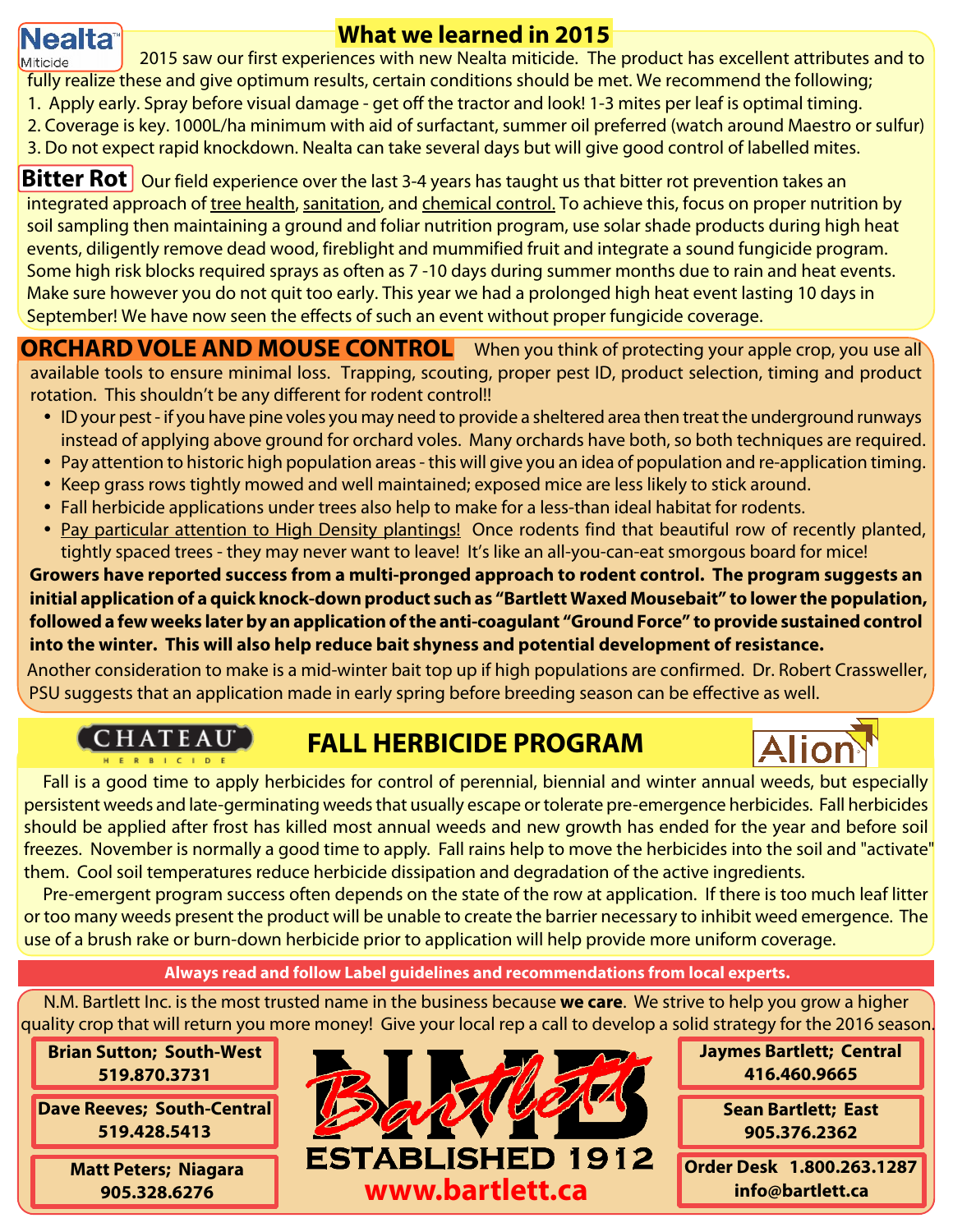## What we learned in 2015

**Nealta** Miticide

2015 saw our first experiences with new Nealta miticide. The product has excellent attributes and to fully realize these and give optimum results, certain conditions should be met. We recommend the following;

1. Apply early. Spray before visual damage - get off the tractor and look! 1-3 mites per leaf is optimal timing.
2. Coverage is key. 1000L/ha minimum with aid of surfactant, summer oil preferred (watch around Maestro or sulfur)
3. Do not expect rapid knockdown. Nealta can take several days but will give good control of labelled mites.

**Bitter Rot** Our field experience over the last 3-4 years has taught us that bitter rot prevention takes an integrated approach of tree health, sanitation, and chemical control. To achieve this, focus on proper nutrition by soil sampling then maintaining a ground and foliar nutrition program, use solar shade products during high heat events, diligently remove dead wood, fireblight and mummified fruit and integrate a sound fungicide program. Some high risk blocks required sprays as often as 7 -10 days during summer months due to rain and heat events. Make sure however you do not quit too early. This year we had a prolonged high heat event lasting 10 days in September! We have now seen the effects of such an event without proper fungicide coverage.

## ORCHARD VOLE AND MOUSE CONTROL

When you think of protecting your apple crop, you use all available tools to ensure minimal loss. Trapping, scouting, proper pest ID, product selection, timing and product rotation. This shouldn't be any different for rodent control!!

- ID your pest - if you have pine voles you may need to provide a sheltered area then treat the underground runways instead of applying above ground for orchard voles. Many orchards have both, so both techniques are required.
- Pay attention to historic high population areas - this will give you an idea of population and re-application timing.
- Keep grass rows tightly mowed and well maintained; exposed mice are less likely to stick around.
- Fall herbicide applications under trees also help to make for a less-than ideal habitat for rodents.
- Pay particular attention to High Density plantings! Once rodents find that beautiful row of recently planted, tightly spaced trees - they may never want to leave! It's like an all-you-can-eat smorgous board for mice!

**Growers have reported success from a multi-pronged approach to rodent control. The program suggests an initial application of a quick knock-down product such as "Bartlett Waxed Mousebait" to lower the population, followed a few weeks later by an application of the anti-coagulant "Ground Force" to provide sustained control into the winter. This will also help reduce bait shyness and potential development of resistance.**

Another consideration to make is a mid-winter bait top up if high populations are confirmed. Dr. Robert Crassweller, PSU suggests that an application made in early spring before breeding season can be effective as well.

## FALL HERBICIDE PROGRAM

CHATEAU HERBICIDE — Alion

Fall is a good time to apply herbicides for control of perennial, biennial and winter annual weeds, but especially persistent weeds and late-germinating weeds that usually escape or tolerate pre-emergence herbicides. Fall herbicides should be applied after frost has killed most annual weeds and new growth has ended for the year and before soil freezes. November is normally a good time to apply. Fall rains help to move the herbicides into the soil and "activate" them. Cool soil temperatures reduce herbicide dissipation and degradation of the active ingredients.

Pre-emergent program success often depends on the state of the row at application. If there is too much leaf litter or too many weeds present the product will be unable to create the barrier necessary to inhibit weed emergence. The use of a brush rake or burn-down herbicide prior to application will help provide more uniform coverage.

**Always read and follow Label guidelines and recommendations from local experts.**

N.M. Bartlett Inc. is the most trusted name in the business because **we care**. We strive to help you grow a higher quality crop that will return you more money! Give your local rep a call to develop a solid strategy for the 2016 season.

**Brian Sutton; South-West**
**519.870.3731**

**Dave Reeves; South-Central**
**519.428.5413**

**Matt Peters; Niagara**
**905.328.6276**

NMB Bartlett
ESTABLISHED 1912
www.bartlett.ca

**Jaymes Bartlett; Central**
**416.460.9665**

**Sean Bartlett; East**
**905.376.2362**

**Order Desk 1.800.263.1287**
**info@bartlett.ca**